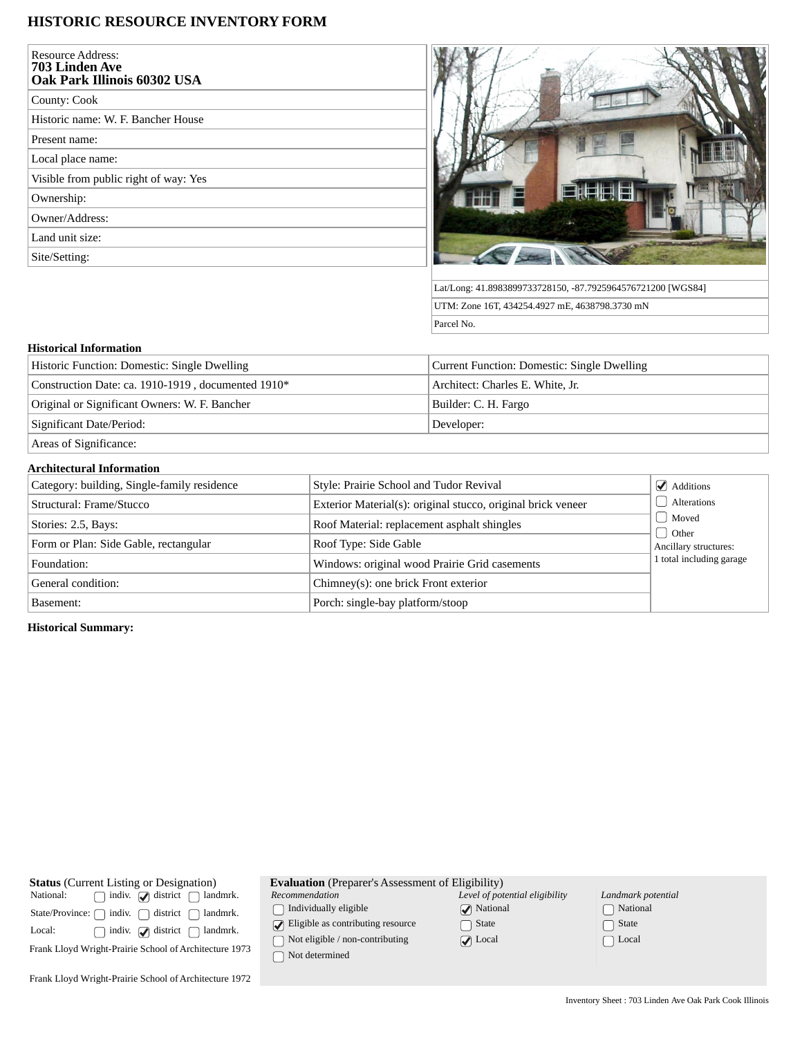# HISTORIC RESOURCE INVENTORY FORM

| | |
|---|---|
| Resource Address: **703 Linden Ave Oak Park Illinois 60302 USA** | |
| County: Cook | |
| Historic name: W. F. Bancher House | |
| Present name: | |
| Local place name: | |
| Visible from public right of way: Yes | |
| Ownership: | |
| Owner/Address: | |
| Land unit size: | |
| Site/Setting: | |

Lat/Long: 41.8983899733728150, -87.7925964576721200 [WGS84]

UTM: Zone 16T, 434254.4927 mE, 4638798.3730 mN

Parcel No.

### Historical Information

| | |
|---|---|
| Historic Function: Domestic: Single Dwelling | Current Function: Domestic: Single Dwelling |
| Construction Date: ca. 1910-1919 , documented 1910* | Architect: Charles E. White, Jr. |
| Original or Significant Owners: W. F. Bancher | Builder: C. H. Fargo |
| Significant Date/Period: | Developer: |
| Areas of Significance: | |

### Architectural Information

| | | |
|---|---|---|
| Category: building, Single-family residence | Style: Prairie School and Tudor Revival | ☑ Additions |
| Structural: Frame/Stucco | Exterior Material(s): original stucco, original brick veneer | ☐ Alterations |
| Stories: 2.5, Bays: | Roof Material: replacement asphalt shingles | ☐ Moved |
| Form or Plan: Side Gable, rectangular | Roof Type: Side Gable | ☐ Other |
| Foundation: | Windows: original wood Prairie Grid casements | Ancillary structures: 1 total including garage |
| General condition: | Chimney(s): one brick Front exterior | |
| Basement: | Porch: single-bay platform/stoop | |

**Historical Summary:**

**Status** (Current Listing or Designation)

| | indiv. | district | landmrk. |
|---|---|---|---|
| National: | ☐ | ☑ | ☐ |
| State/Province: | ☐ | ☐ | ☐ |
| Local: | ☐ | ☑ | ☐ |

Frank Lloyd Wright-Prairie School of Architecture 1973

Frank Lloyd Wright-Prairie School of Architecture 1972

**Evaluation** (Preparer's Assessment of Eligibility)

| *Recommendation* | *Level of potential eligibility* | *Landmark potential* |
|---|---|---|
| ☐ Individually eligible | ☑ National | ☐ National |
| ☑ Eligible as contributing resource | ☐ State | ☐ State |
| ☐ Not eligible / non-contributing | ☑ Local | ☐ Local |
| ☐ Not determined | | |

Inventory Sheet : 703 Linden Ave Oak Park Cook Illinois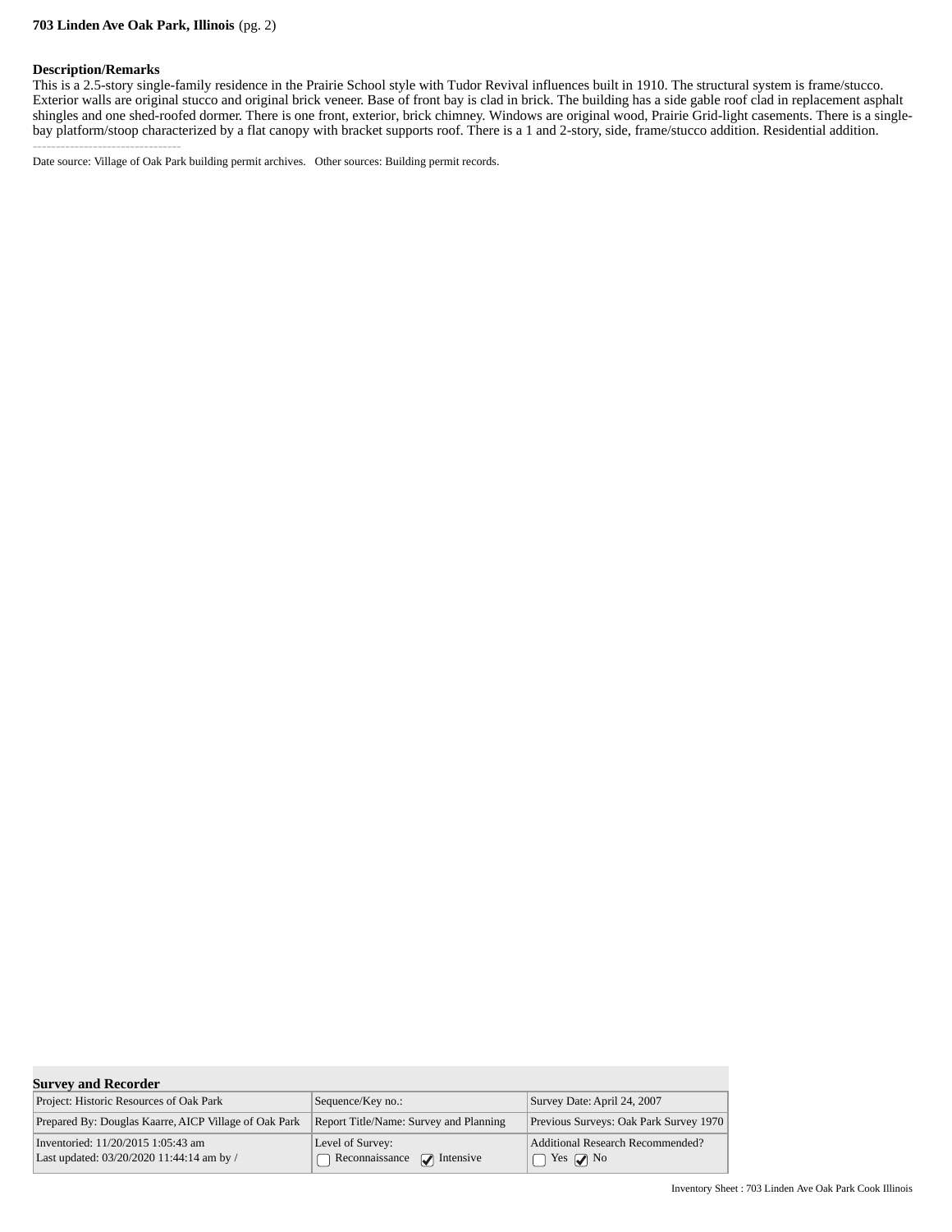**703 Linden Ave Oak Park, Illinois** (pg. 2)

### Description/Remarks

This is a 2.5-story single-family residence in the Prairie School style with Tudor Revival influences built in 1910. The structural system is frame/stucco. Exterior walls are original stucco and original brick veneer. Base of front bay is clad in brick. The building has a side gable roof clad in replacement asphalt shingles and one shed-roofed dormer. There is one front, exterior, brick chimney. Windows are original wood, Prairie Grid-light casements. There is a single-bay platform/stoop characterized by a flat canopy with bracket supports roof. There is a 1 and 2-story, side, frame/stucco addition. Residential addition.

---

Date source: Village of Oak Park building permit archives.   Other sources: Building permit records.

### Survey and Recorder

| | | |
|---|---|---|
| Project: Historic Resources of Oak Park | Sequence/Key no.: | Survey Date: April 24, 2007 |
| Prepared By: Douglas Kaarre, AICP Village of Oak Park | Report Title/Name: Survey and Planning | Previous Surveys: Oak Park Survey 1970 |
| Inventoried: 11/20/2015 1:05:43 am<br>Last updated: 03/20/2020 11:44:14 am by / | Level of Survey:<br>☐ Reconnaissance ☑ Intensive | Additional Research Recommended?<br>☐ Yes ☑ No |